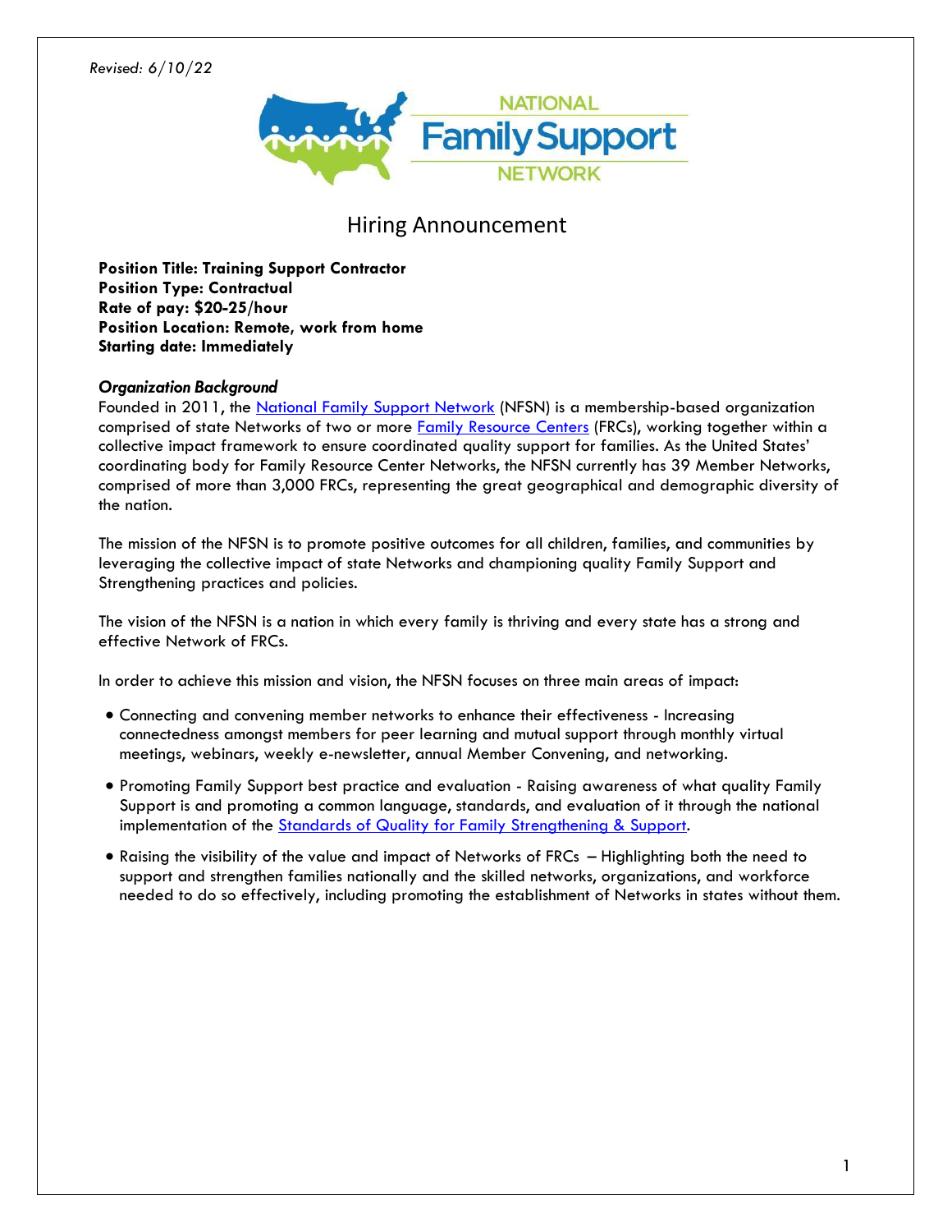*Revised: 6/10/22*

# Hiring Announcement

**Position Title: Training Support Contractor**
**Position Type: Contractual**
**Rate of pay: $20-25/hour**
**Position Location: Remote, work from home**
**Starting date: Immediately**

***Organization Background***

Founded in 2011, the National Family Support Network (NFSN) is a membership-based organization comprised of state Networks of two or more Family Resource Centers (FRCs), working together within a collective impact framework to ensure coordinated quality support for families. As the United States' coordinating body for Family Resource Center Networks, the NFSN currently has 39 Member Networks, comprised of more than 3,000 FRCs, representing the great geographical and demographic diversity of the nation.

The mission of the NFSN is to promote positive outcomes for all children, families, and communities by leveraging the collective impact of state Networks and championing quality Family Support and Strengthening practices and policies.

The vision of the NFSN is a nation in which every family is thriving and every state has a strong and effective Network of FRCs.

In order to achieve this mission and vision, the NFSN focuses on three main areas of impact:

- Connecting and convening member networks to enhance their effectiveness - Increasing connectedness amongst members for peer learning and mutual support through monthly virtual meetings, webinars, weekly e-newsletter, annual Member Convening, and networking.
- Promoting Family Support best practice and evaluation - Raising awareness of what quality Family Support is and promoting a common language, standards, and evaluation of it through the national implementation of the Standards of Quality for Family Strengthening & Support.
- Raising the visibility of the value and impact of Networks of FRCs – Highlighting both the need to support and strengthen families nationally and the skilled networks, organizations, and workforce needed to do so effectively, including promoting the establishment of Networks in states without them.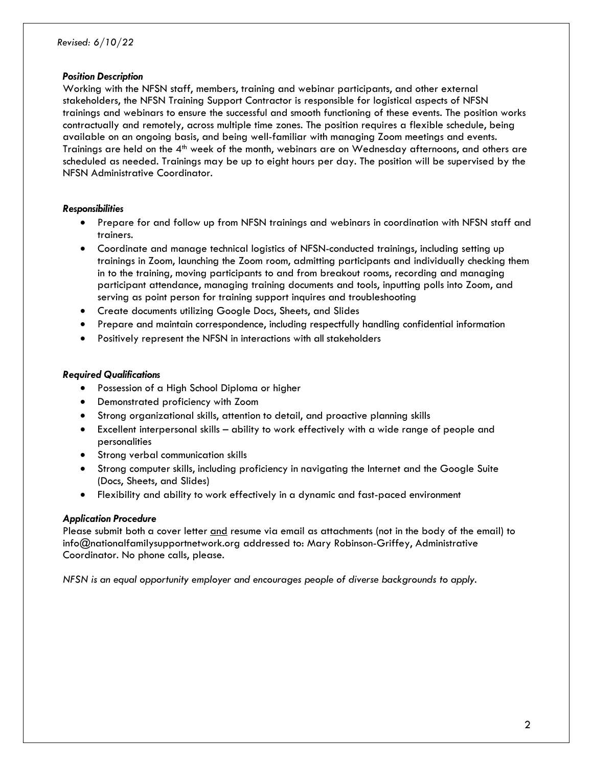*Revised: 6/10/22*

***Position Description***

Working with the NFSN staff, members, training and webinar participants, and other external stakeholders, the NFSN Training Support Contractor is responsible for logistical aspects of NFSN trainings and webinars to ensure the successful and smooth functioning of these events. The position works contractually and remotely, across multiple time zones. The position requires a flexible schedule, being available on an ongoing basis, and being well-familiar with managing Zoom meetings and events. Trainings are held on the 4th week of the month, webinars are on Wednesday afternoons, and others are scheduled as needed. Trainings may be up to eight hours per day. The position will be supervised by the NFSN Administrative Coordinator.

***Responsibilities***

- Prepare for and follow up from NFSN trainings and webinars in coordination with NFSN staff and trainers.
- Coordinate and manage technical logistics of NFSN-conducted trainings, including setting up trainings in Zoom, launching the Zoom room, admitting participants and individually checking them in to the training, moving participants to and from breakout rooms, recording and managing participant attendance, managing training documents and tools, inputting polls into Zoom, and serving as point person for training support inquires and troubleshooting
- Create documents utilizing Google Docs, Sheets, and Slides
- Prepare and maintain correspondence, including respectfully handling confidential information
- Positively represent the NFSN in interactions with all stakeholders

***Required Qualifications***

- Possession of a High School Diploma or higher
- Demonstrated proficiency with Zoom
- Strong organizational skills, attention to detail, and proactive planning skills
- Excellent interpersonal skills – ability to work effectively with a wide range of people and personalities
- Strong verbal communication skills
- Strong computer skills, including proficiency in navigating the Internet and the Google Suite (Docs, Sheets, and Slides)
- Flexibility and ability to work effectively in a dynamic and fast-paced environment

***Application Procedure***

Please submit both a cover letter <u>and</u> resume via email as attachments (not in the body of the email) to info@nationalfamilysupportnetwork.org addressed to: Mary Robinson-Griffey, Administrative Coordinator. No phone calls, please.

*NFSN is an equal opportunity employer and encourages people of diverse backgrounds to apply.*